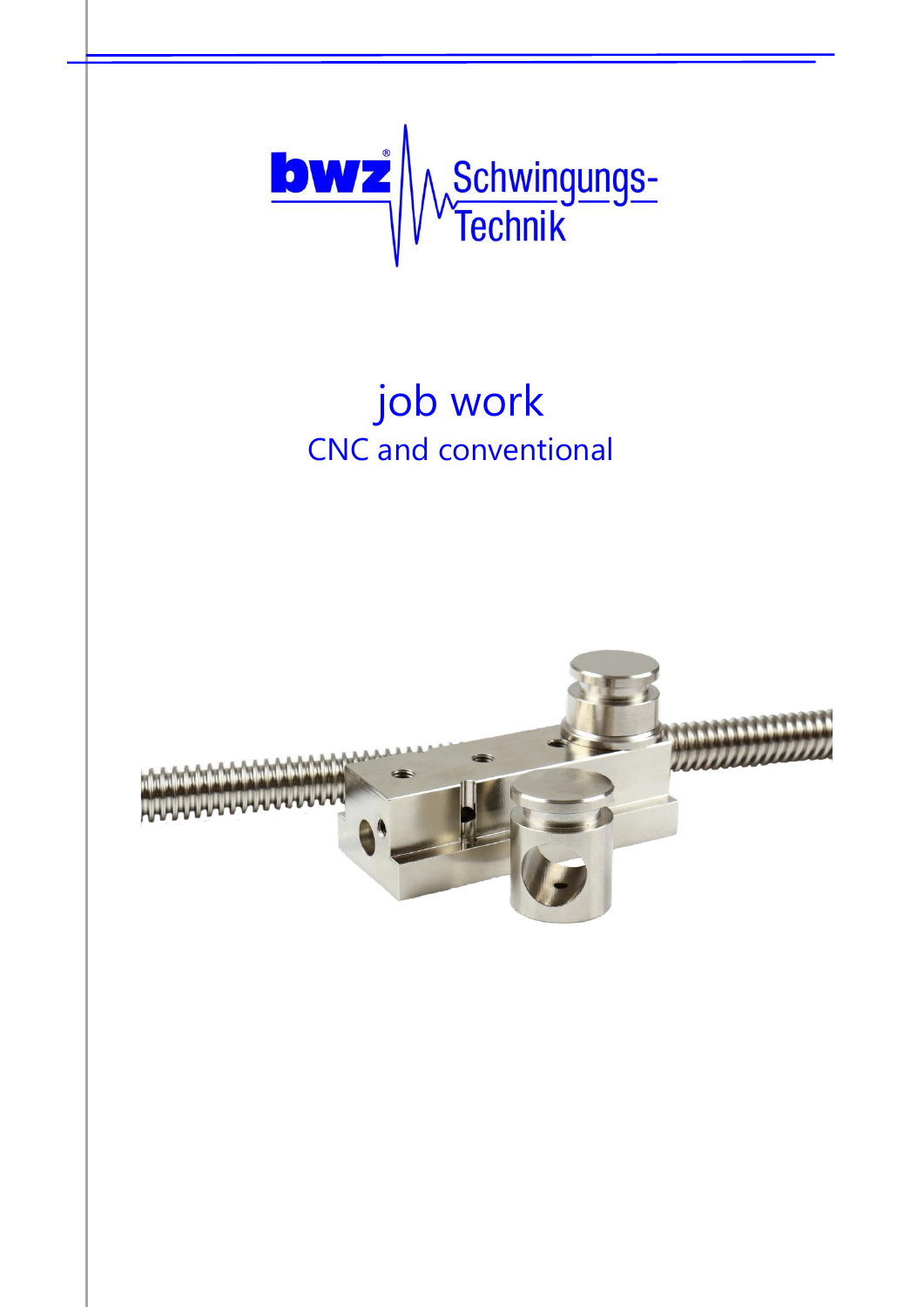bwz® Schwingungs-Technik

# job work

## CNC and conventional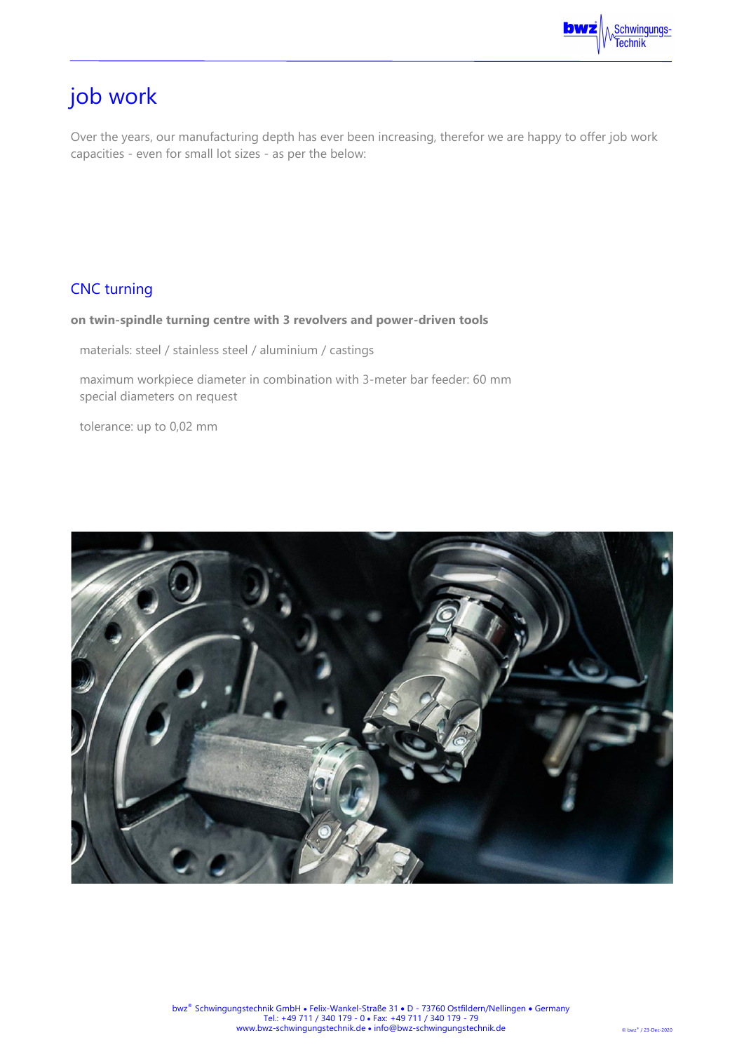# job work

Over the years, our manufacturing depth has ever been increasing, therefor we are happy to offer job work capacities - even for small lot sizes - as per the below:

## CNC turning

**on twin-spindle turning centre with 3 revolvers and power-driven tools**

materials: steel / stainless steel / aluminium / castings

maximum workpiece diameter in combination with 3-meter bar feeder: 60 mm
special diameters on request

tolerance: up to 0,02 mm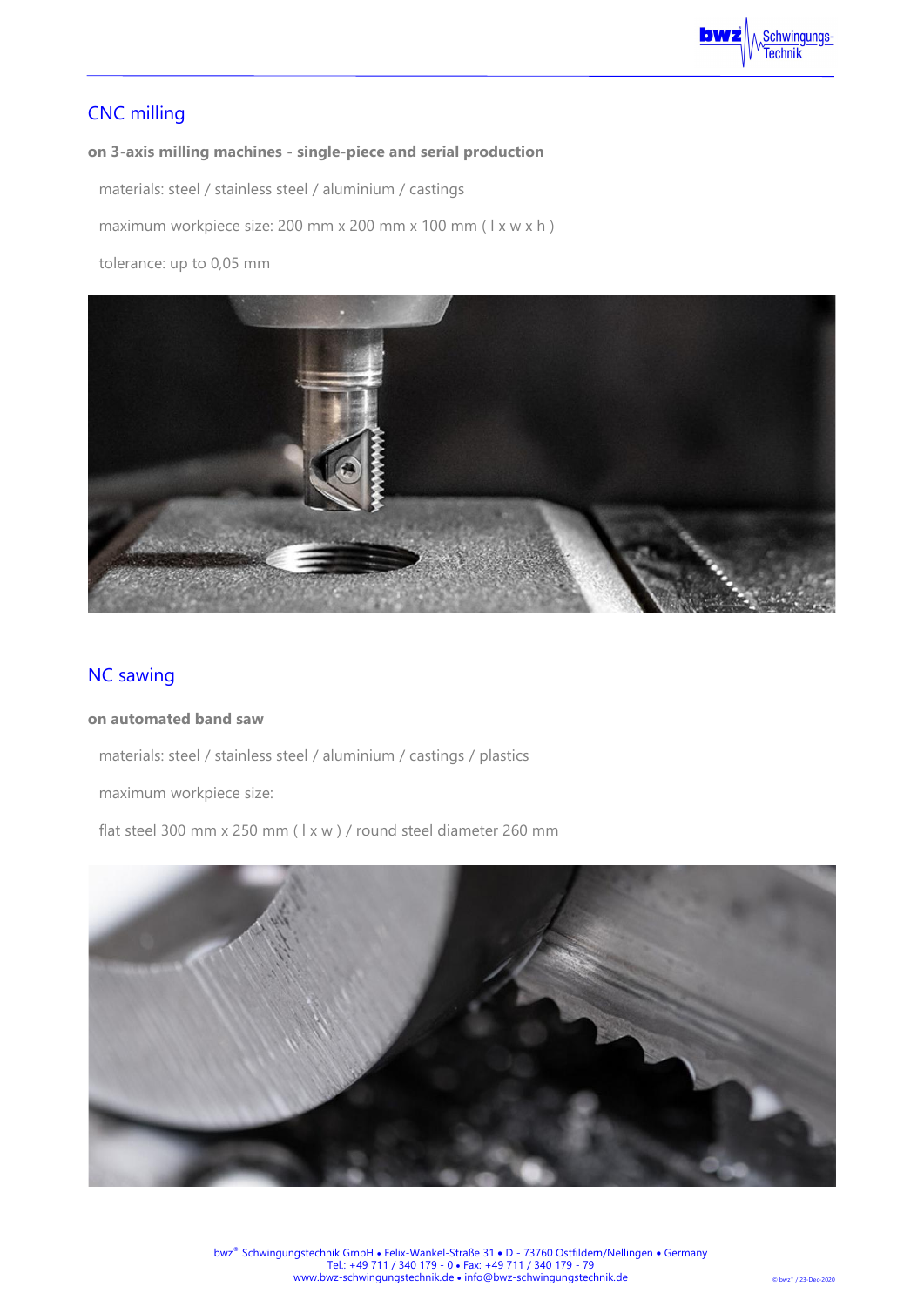## CNC milling

**on 3-axis milling machines - single-piece and serial production**

materials: steel / stainless steel / aluminium / castings

maximum workpiece size: 200 mm x 200 mm x 100 mm ( l x w x h )

tolerance: up to 0,05 mm

## NC sawing

**on automated band saw**

materials: steel / stainless steel / aluminium / castings / plastics

maximum workpiece size:

flat steel 300 mm x 250 mm ( l x w ) / round steel diameter 260 mm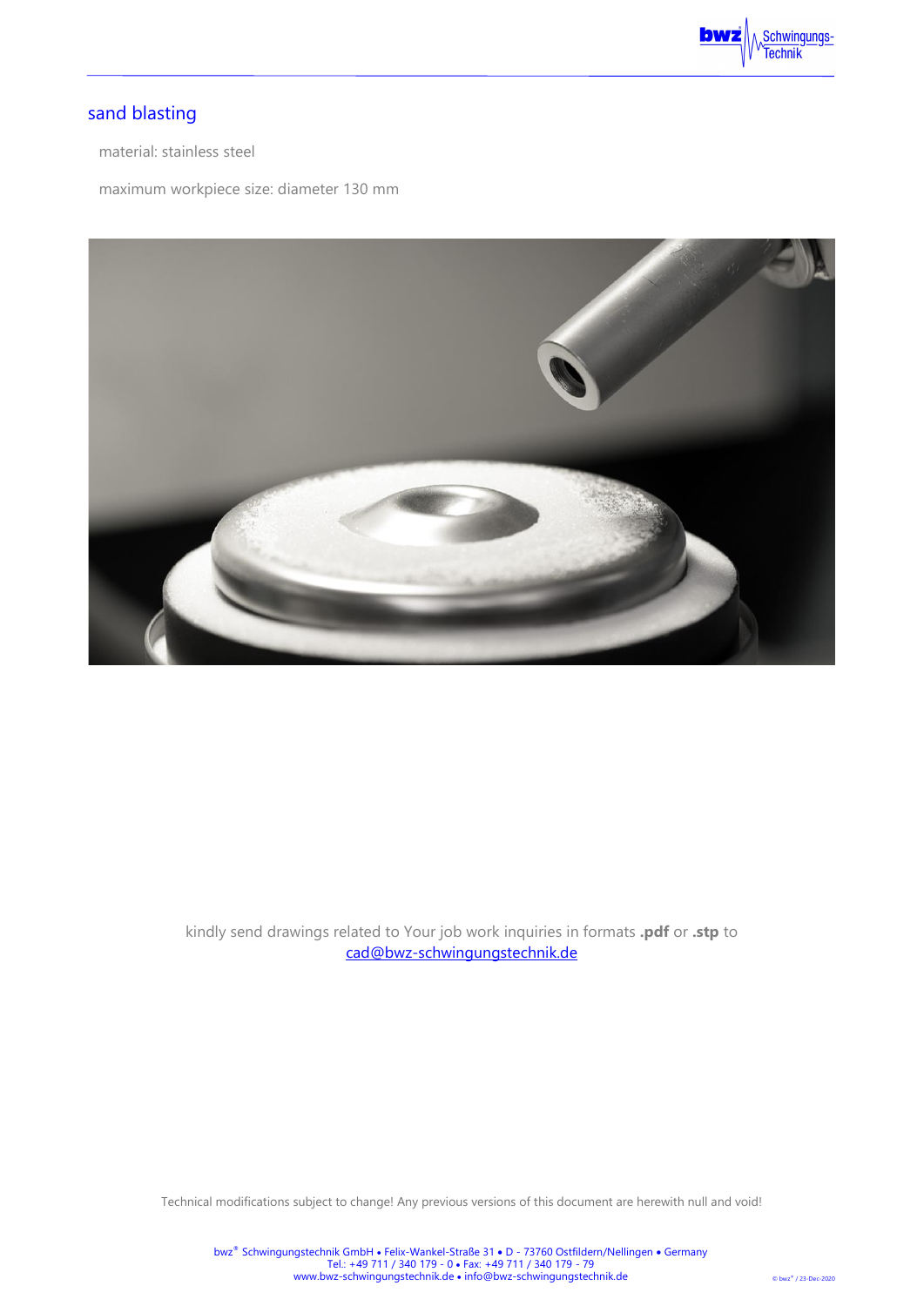## sand blasting

material: stainless steel

maximum workpiece size: diameter 130 mm

kindly send drawings related to Your job work inquiries in formats **.pdf** or **.stp** to cad@bwz-schwingungstechnik.de

Technical modifications subject to change! Any previous versions of this document are herewith null and void!

bwz® Schwingungstechnik GmbH • Felix-Wankel-Straße 31 • D - 73760 Ostfildern/Nellingen • Germany
Tel.: +49 711 / 340 179 - 0 • Fax: +49 711 / 340 179 - 79
www.bwz-schwingungstechnik.de • info@bwz-schwingungstechnik.de